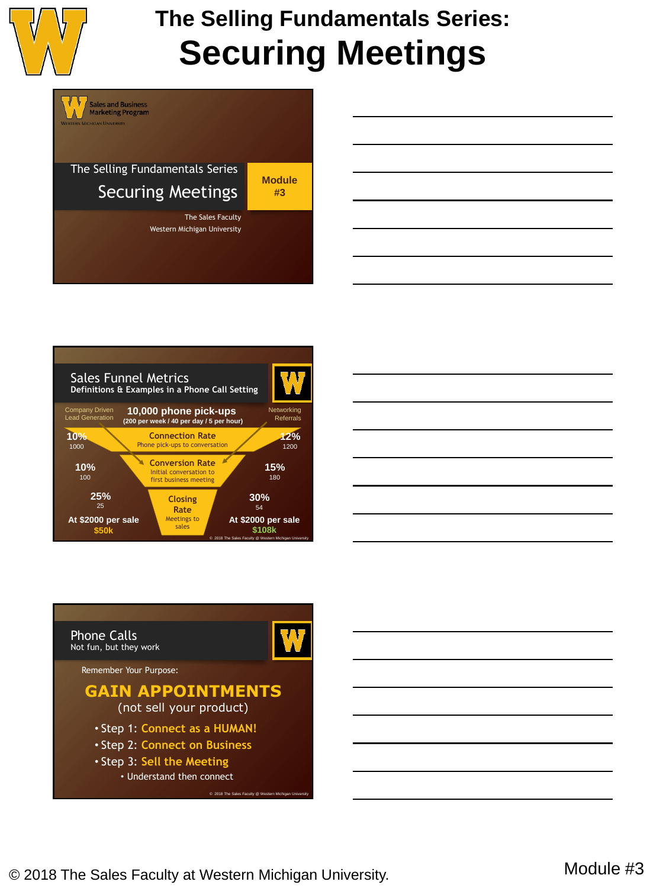# The Selling Fundamentals Series:
# Securing Meetings

Sales and Business Marketing Program
Western Michigan University

The Selling Fundamentals Series
**Securing Meetings**

**Module #3**

The Sales Faculty
Western Michigan University

---

## Sales Funnel Metrics
**Definitions & Examples in a Phone Call Setting**

**10,000 phone pick-ups**
**(200 per week / 40 per day / 5 per hour)**

| Company Driven Lead Generation | Stage | Networking Referrals |
|---|---|---|
| **10%** 1000 | **Connection Rate** Phone pick-ups to conversation | **12%** 1200 |
| **10%** 100 | **Conversion Rate** Initial conversation to first business meeting | **15%** 180 |
| **25%** 25 | **Closing Rate** Meetings to sales | **30%** 54 |
| At $2000 per sale **$50k** | | At $2000 per sale **$108k** |

© 2018 The Sales Faculty @ Western Michigan University

---

## Phone Calls
Not fun, but they work

Remember Your Purpose:

**GAIN APPOINTMENTS**
(not sell your product)

- Step 1: Connect as a HUMAN!
- Step 2: Connect on Business
- Step 3: Sell the Meeting
  - Understand then connect

© 2018 The Sales Faculty @ Western Michigan University

© 2018 The Sales Faculty at Western Michigan University.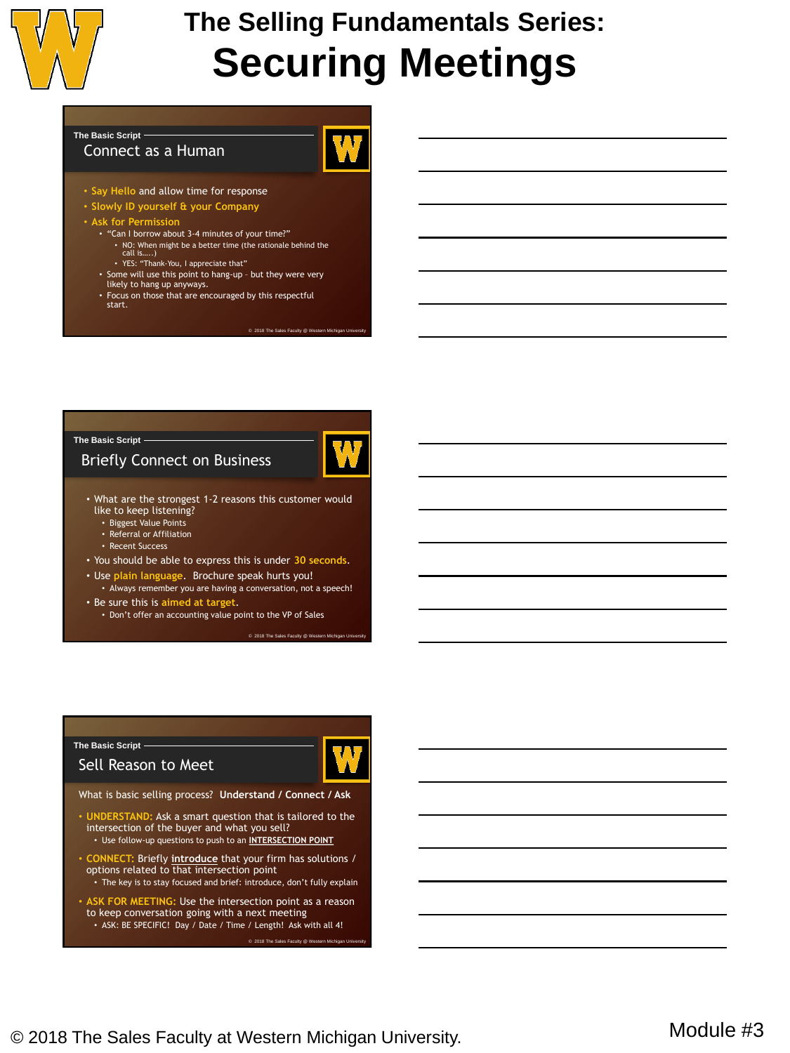# The Selling Fundamentals Series:

# Securing Meetings

## The Basic Script

### Connect as a Human

- Say Hello and allow time for response
- Slowly ID yourself & your Company
- Ask for Permission
  - "Can I borrow about 3-4 minutes of your time?"
    - NO: When might be a better time (the rationale behind the call is.....)
    - YES: "Thank-You, I appreciate that"
  - Some will use this point to hang-up – but they were very likely to hang up anyways.
  - Focus on those that are encouraged by this respectful start.

© 2018 The Sales Faculty @ Western Michigan University

## The Basic Script

### Briefly Connect on Business

- What are the strongest 1-2 reasons this customer would like to keep listening?
  - Biggest Value Points
  - Referral or Affiliation
  - Recent Success
- You should be able to express this is under 30 seconds.
- Use plain language. Brochure speak hurts you!
  - Always remember you are having a conversation, not a speech!
- Be sure this is aimed at target.
  - Don't offer an accounting value point to the VP of Sales

© 2018 The Sales Faculty @ Western Michigan University

## The Basic Script

### Sell Reason to Meet

What is basic selling process? **Understand / Connect / Ask**

- UNDERSTAND: Ask a smart question that is tailored to the intersection of the buyer and what you sell?
  - Use follow-up questions to push to an **INTERSECTION POINT**
- CONNECT: Briefly **introduce** that your firm has solutions / options related to that intersection point
  - The key is to stay focused and brief: introduce, don't fully explain
- ASK FOR MEETING: Use the intersection point as a reason to keep conversation going with a next meeting
  - ASK: BE SPECIFIC! Day / Date / Time / Length! Ask with all 4!

© 2018 The Sales Faculty @ Western Michigan University

© 2018 The Sales Faculty at Western Michigan University.

Module #3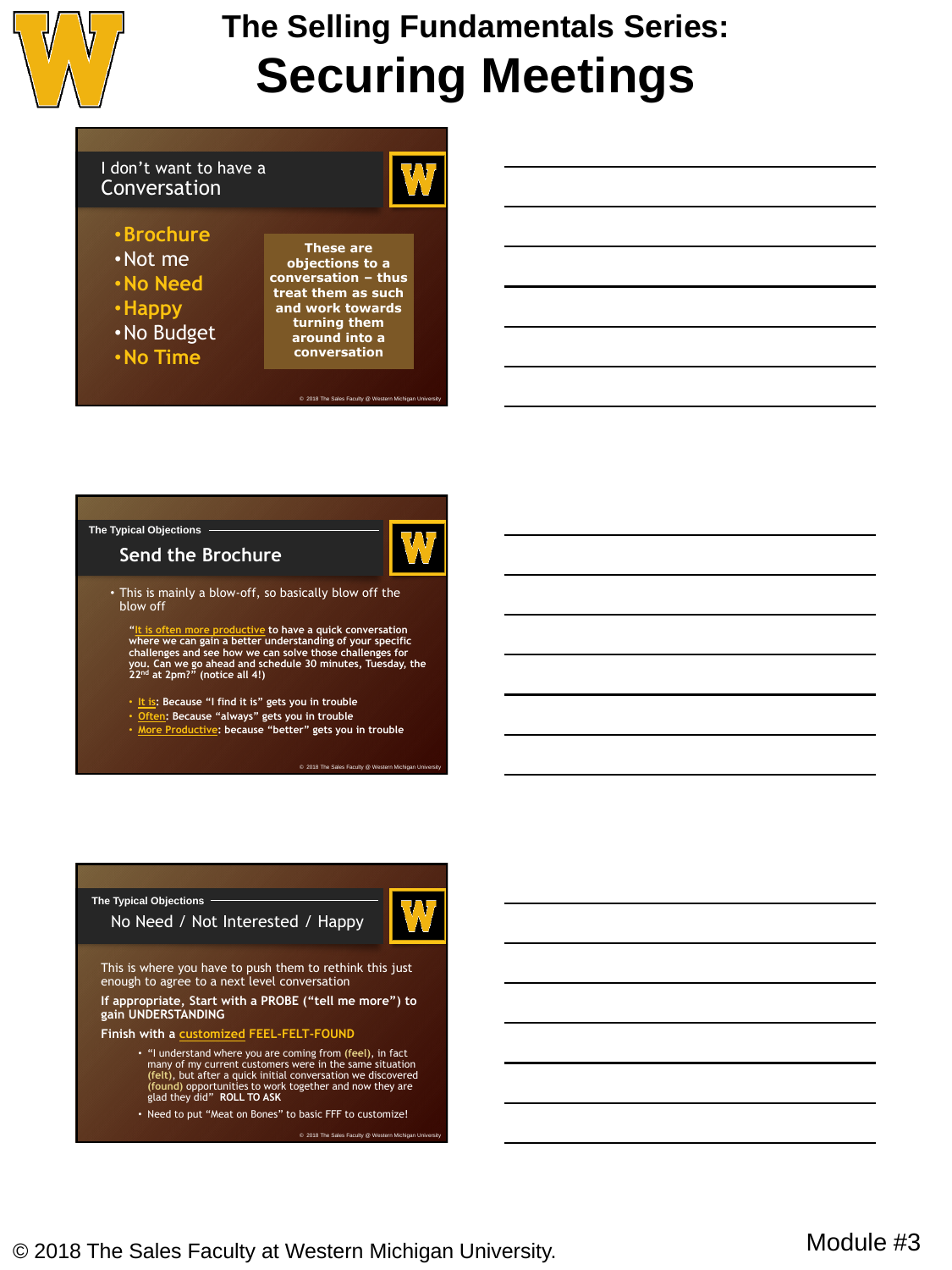# The Selling Fundamentals Series:
# Securing Meetings

## I don't want to have a Conversation

- Brochure
- Not me
- No Need
- Happy
- No Budget
- No Time

**These are objections to a conversation – thus treat them as such and work towards turning them around into a conversation**

© 2018 The Sales Faculty @ Western Michigan University

---

The Typical Objections

## Send the Brochure

- This is mainly a blow-off, so basically blow off the blow off

**"It is often more productive to have a quick conversation where we can gain a better understanding of your specific challenges and see how we can solve those challenges for you. Can we go ahead and schedule 30 minutes, Tuesday, the 22nd at 2pm?" (notice all 4!)**

- **It is: Because "I find it is" gets you in trouble**
- **Often: Because "always" gets you in trouble**
- **More Productive: because "better" gets you in trouble**

© 2018 The Sales Faculty @ Western Michigan University

---

The Typical Objections

## No Need / Not Interested / Happy

This is where you have to push them to rethink this just enough to agree to a next level conversation

**If appropriate, Start with a PROBE ("tell me more") to gain UNDERSTANDING**

**Finish with a customized FEEL-FELT-FOUND**

- "I understand where you are coming from (feel), in fact many of my current customers were in the same situation (felt), but after a quick initial conversation we discovered (found) opportunities to work together and now they are glad they did" **ROLL TO ASK**
- Need to put "Meat on Bones" to basic FFF to customize!

© 2018 The Sales Faculty @ Western Michigan University

© 2018 The Sales Faculty at Western Michigan University.

Module #3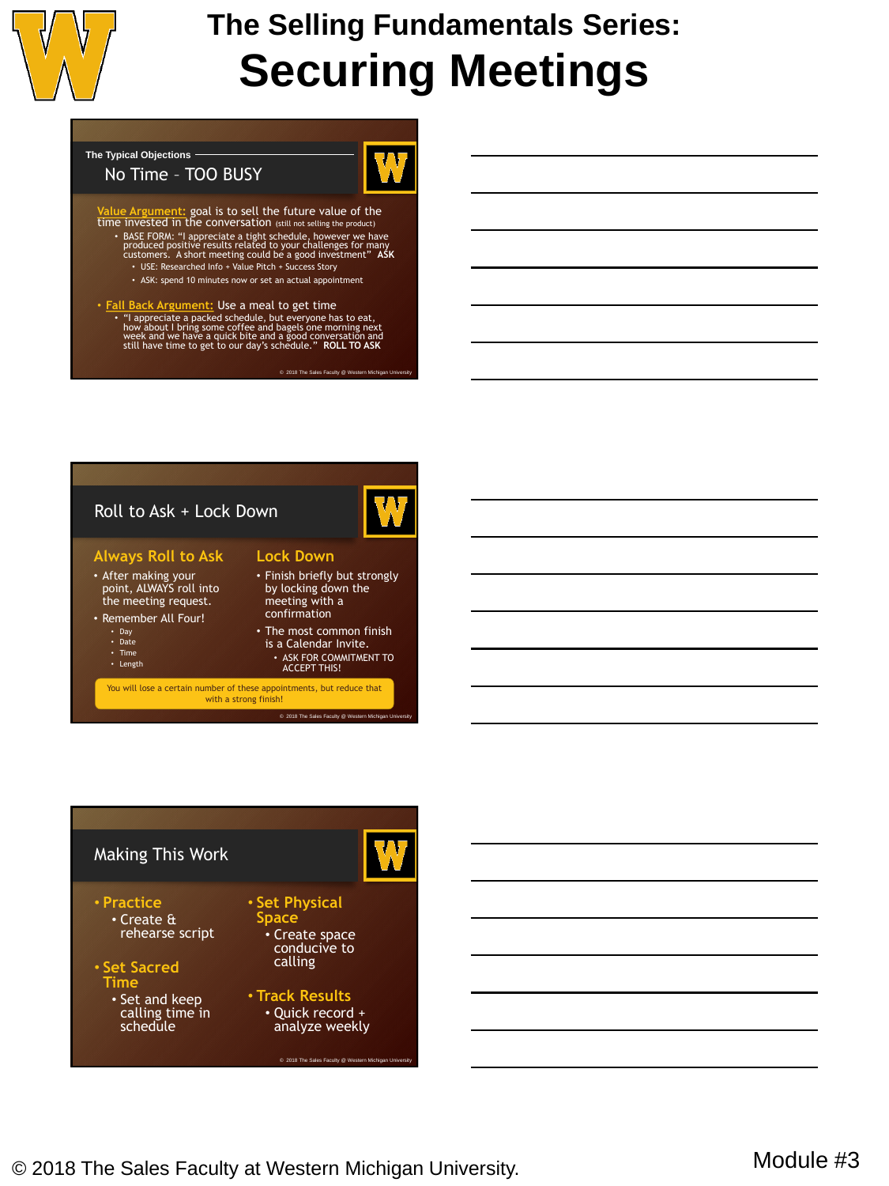# The Selling Fundamentals Series:
# Securing Meetings

## The Typical Objections

### No Time – TOO BUSY

- Value Argument: goal is to sell the future value of the time invested in the conversation (still not selling the product)
  - BASE FORM: "I appreciate a tight schedule, however we have produced positive results related to your challenges for many customers. A short meeting could be a good investment" **ASK**
    - USE: Researched Info + Value Pitch + Success Story
    - ASK: spend 10 minutes now or set an actual appointment
- Fall Back Argument: Use a meal to get time
  - "I appreciate a packed schedule, but everyone has to eat, how about I bring some coffee and bagels one morning next week and we have a quick bite and a good conversation and still have time to get to our day's schedule." **ROLL TO ASK**

© 2018 The Sales Faculty @ Western Michigan University

## Roll to Ask + Lock Down

### Always Roll to Ask

- After making your point, ALWAYS roll into the meeting request.
- Remember All Four!
  - Day
  - Date
  - Time
  - Length

### Lock Down

- Finish briefly but strongly by locking down the meeting with a confirmation
- The most common finish is a Calendar Invite.
  - ASK FOR COMMITMENT TO ACCEPT THIS!

You will lose a certain number of these appointments, but reduce that with a strong finish!

© 2018 The Sales Faculty @ Western Michigan University

## Making This Work

- **Practice**
  - Create & rehearse script
- **Set Sacred Time**
  - Set and keep calling time in schedule
- **Set Physical Space**
  - Create space conducive to calling
- **Track Results**
  - Quick record + analyze weekly

© 2018 The Sales Faculty @ Western Michigan University

© 2018 The Sales Faculty at Western Michigan University.

Module #3